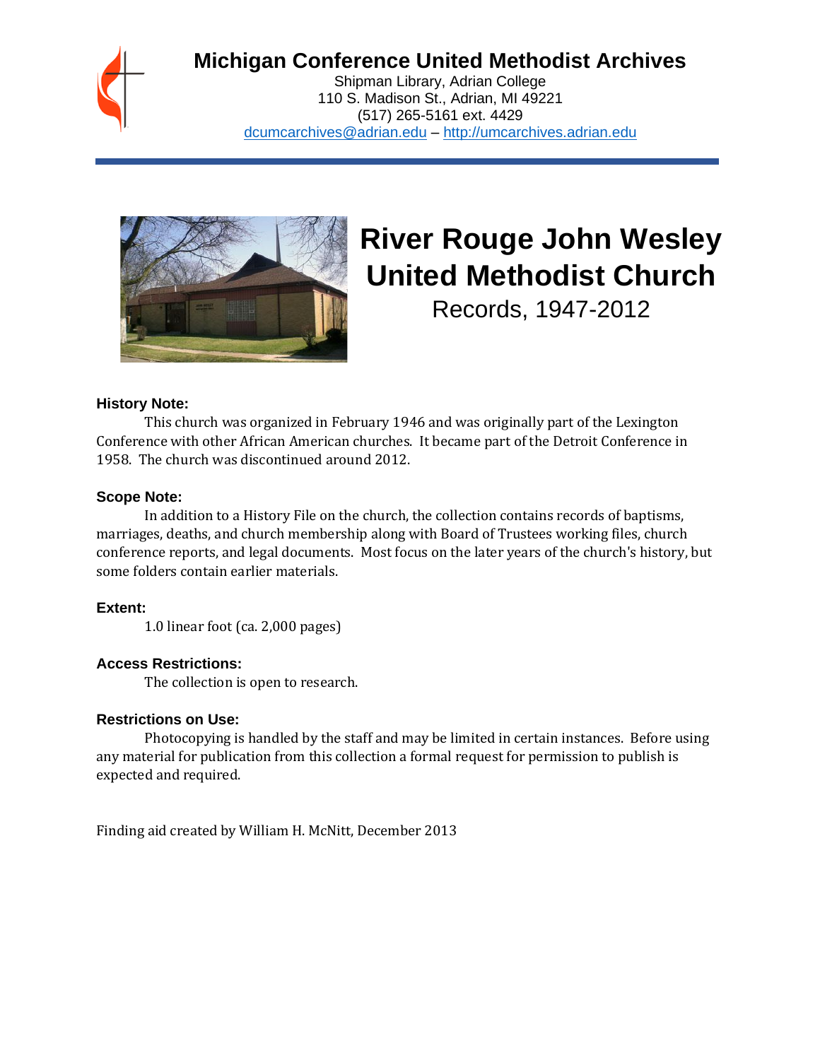# Michigan Conference United Methodist Archives

Shipman Library, Adrian College
110 S. Madison St., Adrian, MI 49221
(517) 265-5161 ext. 4429
dcumcarchives@adrian.edu – http://umcarchives.adrian.edu

# River Rouge John Wesley United Methodist Church

Records, 1947-2012

### History Note:

This church was organized in February 1946 and was originally part of the Lexington Conference with other African American churches. It became part of the Detroit Conference in 1958. The church was discontinued around 2012.

### Scope Note:

In addition to a History File on the church, the collection contains records of baptisms, marriages, deaths, and church membership along with Board of Trustees working files, church conference reports, and legal documents. Most focus on the later years of the church's history, but some folders contain earlier materials.

### Extent:

1.0 linear foot (ca. 2,000 pages)

### Access Restrictions:

The collection is open to research.

### Restrictions on Use:

Photocopying is handled by the staff and may be limited in certain instances. Before using any material for publication from this collection a formal request for permission to publish is expected and required.

Finding aid created by William H. McNitt, December 2013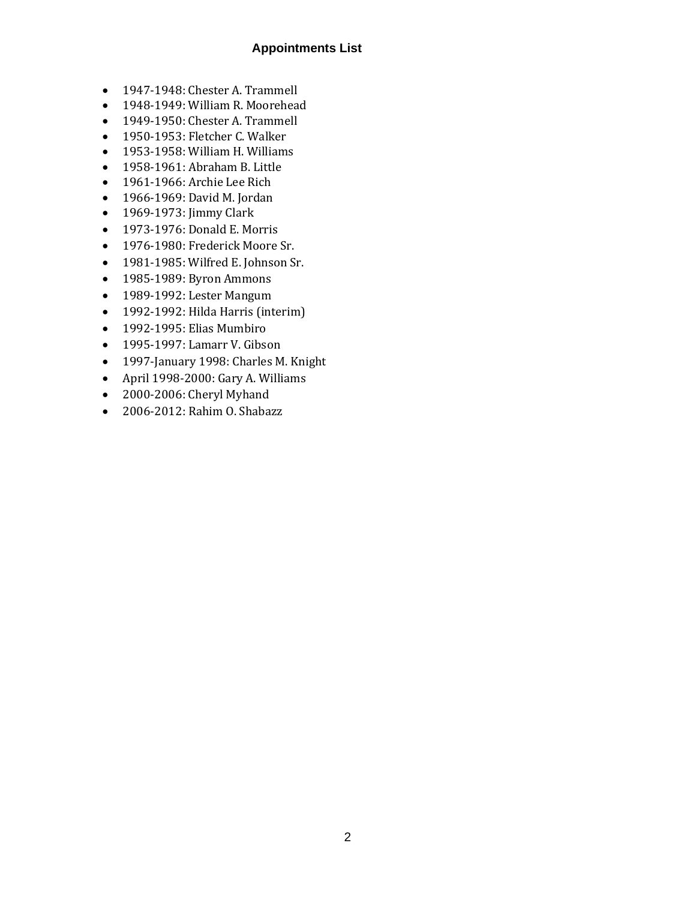# Appointments List

- 1947-1948: Chester A. Trammell
- 1948-1949: William R. Moorehead
- 1949-1950: Chester A. Trammell
- 1950-1953: Fletcher C. Walker
- 1953-1958: William H. Williams
- 1958-1961: Abraham B. Little
- 1961-1966: Archie Lee Rich
- 1966-1969: David M. Jordan
- 1969-1973: Jimmy Clark
- 1973-1976: Donald E. Morris
- 1976-1980: Frederick Moore Sr.
- 1981-1985: Wilfred E. Johnson Sr.
- 1985-1989: Byron Ammons
- 1989-1992: Lester Mangum
- 1992-1992: Hilda Harris (interim)
- 1992-1995: Elias Mumbiro
- 1995-1997: Lamarr V. Gibson
- 1997-January 1998: Charles M. Knight
- April 1998-2000: Gary A. Williams
- 2000-2006: Cheryl Myhand
- 2006-2012: Rahim O. Shabazz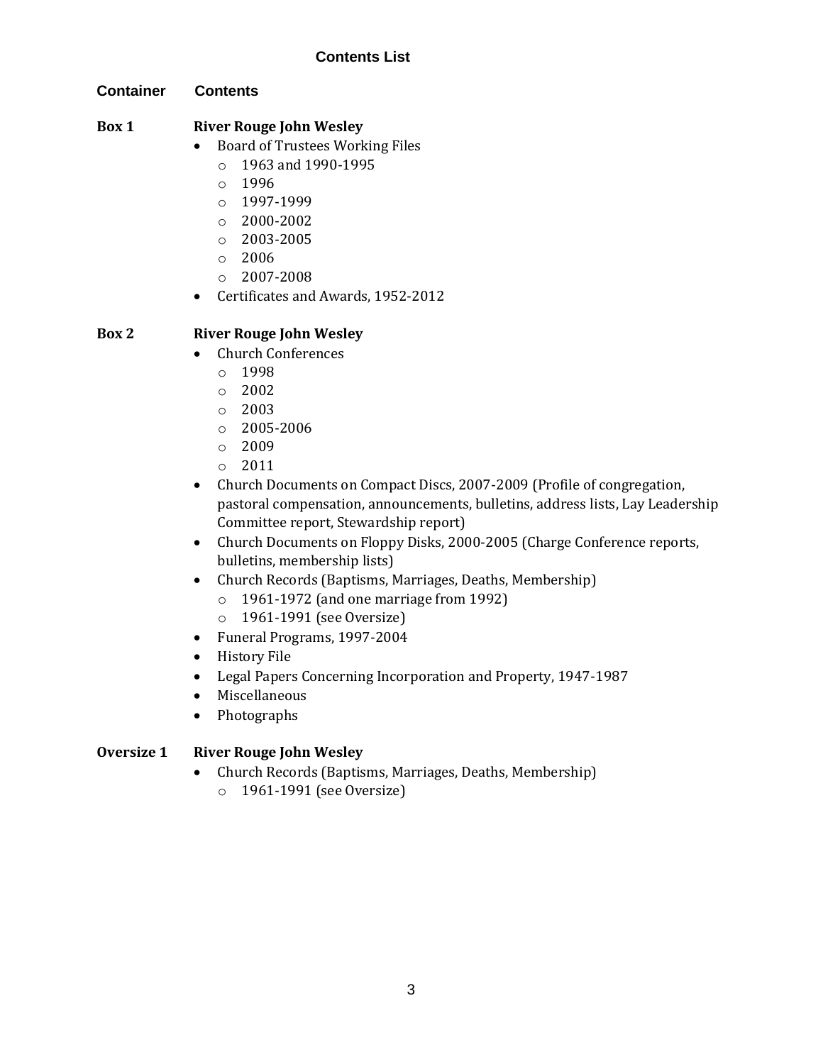## Contents List

**Container** **Contents**

**Box 1** **River Rouge John Wesley**

- Board of Trustees Working Files
  - 1963 and 1990-1995
  - 1996
  - 1997-1999
  - 2000-2002
  - 2003-2005
  - 2006
  - 2007-2008
- Certificates and Awards, 1952-2012

**Box 2** **River Rouge John Wesley**

- Church Conferences
  - 1998
  - 2002
  - 2003
  - 2005-2006
  - 2009
  - 2011
- Church Documents on Compact Discs, 2007-2009 (Profile of congregation, pastoral compensation, announcements, bulletins, address lists, Lay Leadership Committee report, Stewardship report)
- Church Documents on Floppy Disks, 2000-2005 (Charge Conference reports, bulletins, membership lists)
- Church Records (Baptisms, Marriages, Deaths, Membership)
  - 1961-1972 (and one marriage from 1992)
  - 1961-1991 (see Oversize)
- Funeral Programs, 1997-2004
- History File
- Legal Papers Concerning Incorporation and Property, 1947-1987
- Miscellaneous
- Photographs

**Oversize 1** **River Rouge John Wesley**

- Church Records (Baptisms, Marriages, Deaths, Membership)
  - 1961-1991 (see Oversize)